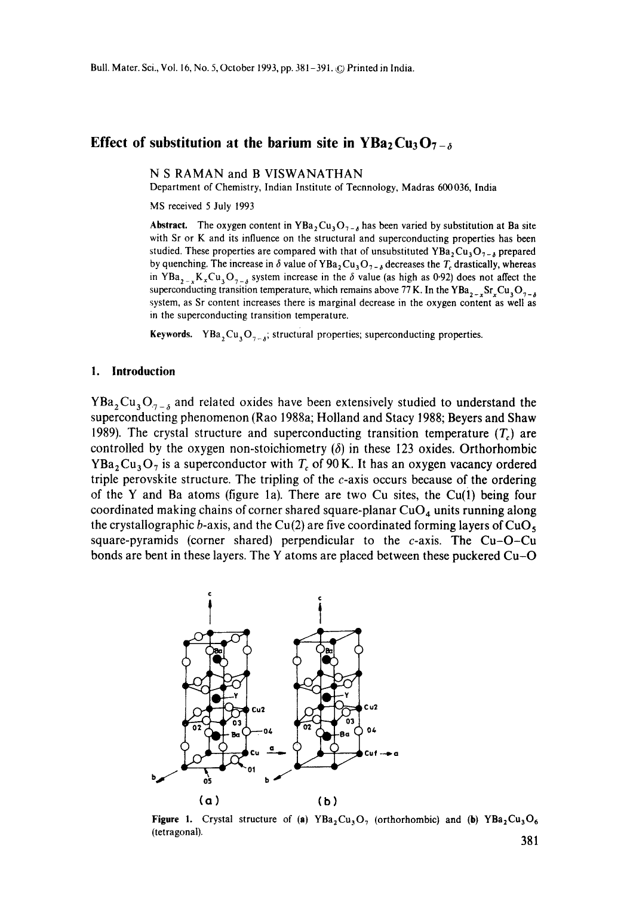# Effect of substitution at the barium site in $YBa_2Cu_3O_{7-\delta}$

N S RAMAN and B VISWANATHAN

Department of Chemistry, Indian Institute of Tecnnology, Madras 600036, India

MS received 5 July 1993

**Abstract.** The oxygen content in $YBa_2Cu_3O_{7-\delta}$ has been varied by substitution at Ba site with Sr or K and its influence on the structural and superconducting properties has been studied. These properties are compared with that of unsubstituted $YBa_2Cu_3O_{7-\delta}$ prepared by quenching. The increase in $\delta$ value of $YBa_2Cu_3O_{7-\delta}$ decreases the $T_c$ drastically, whereas in $YBa_{2-x}K_xCu_3O_{7-\delta}$ system increase in the $\delta$ value (as high as 0·92) does not affect the superconducting transition temperature, which remains above 77 K. In the $YBa_{2-x}Sr_xCu_3O_{7-\delta}$ system, as Sr content increases there is marginal decrease in the oxygen content as well as in the superconducting transition temperature.

**Keywords.** $YBa_2Cu_3O_{7-\delta}$; structural properties; superconducting properties.

## 1. Introduction

$YBa_2Cu_3O_{7-\delta}$ and related oxides have been extensively studied to understand the superconducting phenomenon (Rao 1988a; Holland and Stacy 1988; Beyers and Shaw 1989). The crystal structure and superconducting transition temperature ($T_c$) are controlled by the oxygen non-stoichiometry ($\delta$) in these 123 oxides. Orthorhombic $YBa_2Cu_3O_7$ is a superconductor with $T_c$ of 90 K. It has an oxygen vacancy ordered triple perovskite structure. The tripling of the $c$-axis occurs because of the ordering of the Y and Ba atoms (figure 1a). There are two Cu sites, the Cu(1) being four coordinated making chains of corner shared square-planar $CuO_4$ units running along the crystallographic $b$-axis, and the Cu(2) are five coordinated forming layers of $CuO_5$ square-pyramids (corner shared) perpendicular to the $c$-axis. The Cu-O-Cu bonds are bent in these layers. The Y atoms are placed between these puckered Cu-O

**Figure 1.** Crystal structure of (a) $YBa_2Cu_3O_7$ (orthorhombic) and (b) $YBa_2Cu_3O_6$ (tetragonal).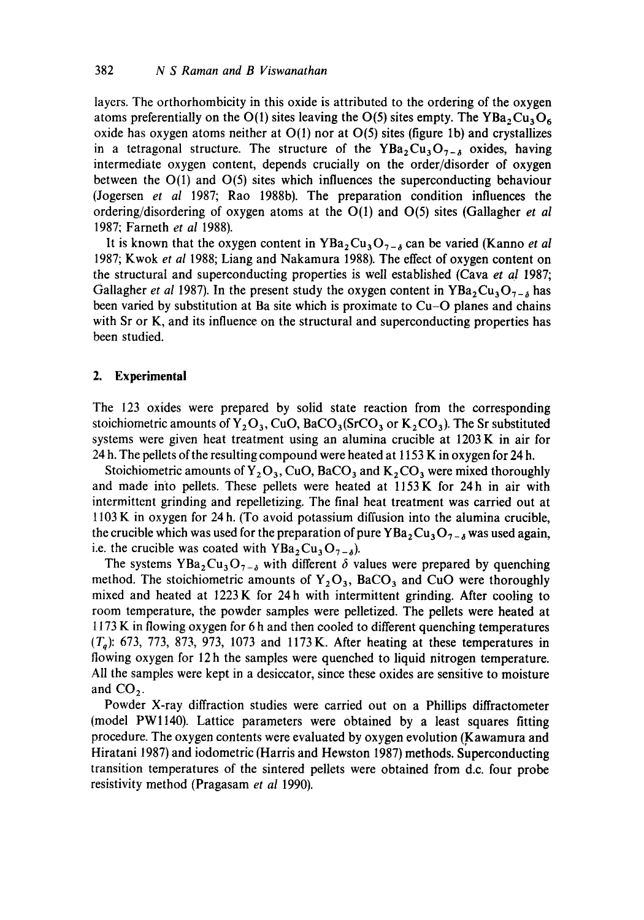layers. The orthorhombicity in this oxide is attributed to the ordering of the oxygen atoms preferentially on the O(1) sites leaving the O(5) sites empty. The $YBa_2Cu_3O_6$ oxide has oxygen atoms neither at O(1) nor at O(5) sites (figure 1b) and crystallizes in a tetragonal structure. The structure of the $YBa_2Cu_3O_{7-\delta}$ oxides, having intermediate oxygen content, depends crucially on the order/disorder of oxygen between the O(1) and O(5) sites which influences the superconducting behaviour (Jogersen *et al* 1987; Rao 1988b). The preparation condition influences the ordering/disordering of oxygen atoms at the O(1) and O(5) sites (Gallagher *et al* 1987; Farneth *et al* 1988).

It is known that the oxygen content in $YBa_2Cu_3O_{7-\delta}$ can be varied (Kanno *et al* 1987; Kwok *et al* 1988; Liang and Nakamura 1988). The effect of oxygen content on the structural and superconducting properties is well established (Cava *et al* 1987; Gallagher *et al* 1987). In the present study the oxygen content in $YBa_2Cu_3O_{7-\delta}$ has been varied by substitution at Ba site which is proximate to Cu–O planes and chains with Sr or K, and its influence on the structural and superconducting properties has been studied.

## 2. Experimental

The 123 oxides were prepared by solid state reaction from the corresponding stoichiometric amounts of $Y_2O_3$, CuO, $BaCO_3$($SrCO_3$ or $K_2CO_3$). The Sr substituted systems were given heat treatment using an alumina crucible at 1203 K in air for 24 h. The pellets of the resulting compound were heated at 1153 K in oxygen for 24 h.

Stoichiometric amounts of $Y_2O_3$, CuO, $BaCO_3$ and $K_2CO_3$ were mixed thoroughly and made into pellets. These pellets were heated at 1153 K for 24 h in air with intermittent grinding and repelletizing. The final heat treatment was carried out at 1103 K in oxygen for 24 h. (To avoid potassium diffusion into the alumina crucible, the crucible which was used for the preparation of pure $YBa_2Cu_3O_{7-\delta}$ was used again, i.e. the crucible was coated with $YBa_2Cu_3O_{7-\delta}$).

The systems $YBa_2Cu_3O_{7-\delta}$ with different $\delta$ values were prepared by quenching method. The stoichiometric amounts of $Y_2O_3$, $BaCO_3$ and CuO were thoroughly mixed and heated at 1223 K for 24 h with intermittent grinding. After cooling to room temperature, the powder samples were pelletized. The pellets were heated at 1173 K in flowing oxygen for 6 h and then cooled to different quenching temperatures ($T_q$): 673, 773, 873, 973, 1073 and 1173 K. After heating at these temperatures in flowing oxygen for 12 h the samples were quenched to liquid nitrogen temperature. All the samples were kept in a desiccator, since these oxides are sensitive to moisture and $CO_2$.

Powder X-ray diffraction studies were carried out on a Phillips diffractometer (model PW1140). Lattice parameters were obtained by a least squares fitting procedure. The oxygen contents were evaluated by oxygen evolution (Kawamura and Hiratani 1987) and iodometric (Harris and Hewston 1987) methods. Superconducting transition temperatures of the sintered pellets were obtained from d.c. four probe resistivity method (Pragasam *et al* 1990).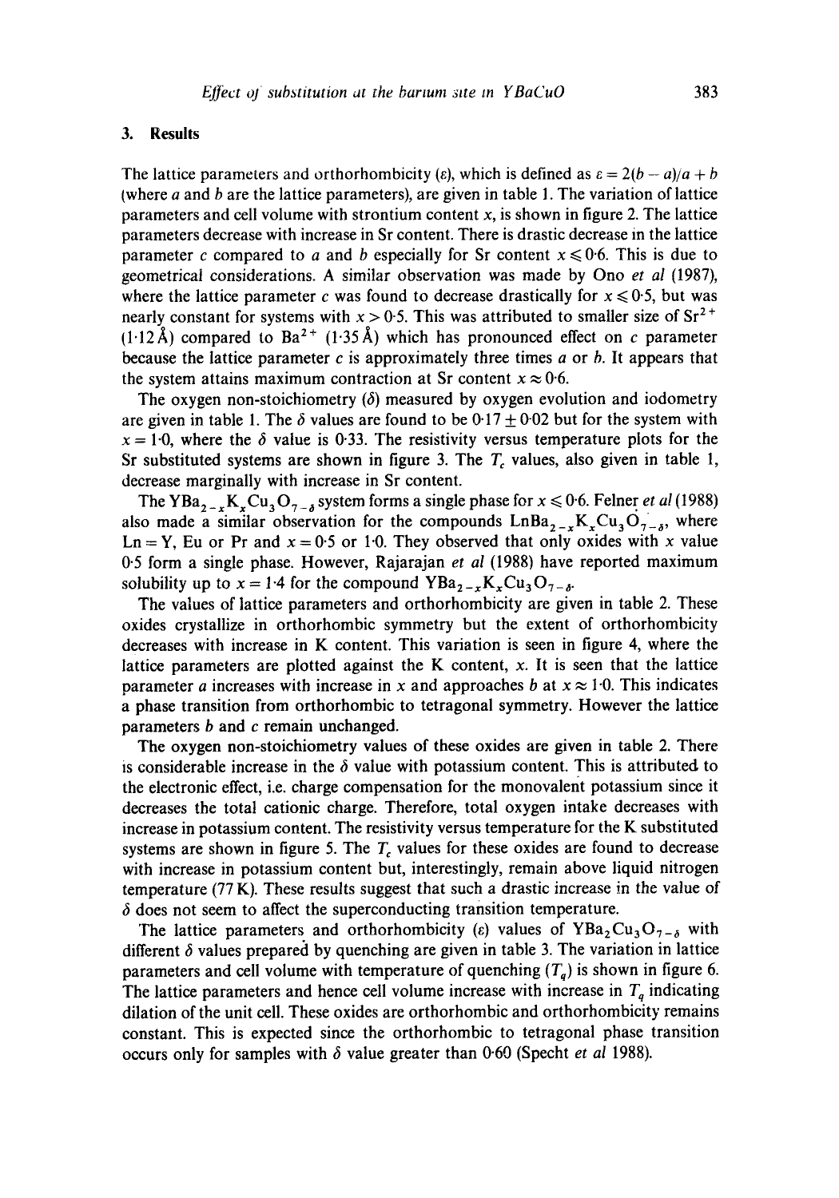## 3. Results

The lattice parameters and orthorhombicity ($\varepsilon$), which is defined as $\varepsilon = 2(b - a)/a + b$ (where $a$ and $b$ are the lattice parameters), are given in table 1. The variation of lattice parameters and cell volume with strontium content $x$, is shown in figure 2. The lattice parameters decrease with increase in Sr content. There is drastic decrease in the lattice parameter $c$ compared to $a$ and $b$ especially for Sr content $x \leqslant 0{\cdot}6$. This is due to geometrical considerations. A similar observation was made by Ono *et al* (1987), where the lattice parameter $c$ was found to decrease drastically for $x \leqslant 0{\cdot}5$, but was nearly constant for systems with $x > 0{\cdot}5$. This was attributed to smaller size of $Sr^{2+}$ (1·12 Å) compared to $Ba^{2+}$ (1·35 Å) which has pronounced effect on $c$ parameter because the lattice parameter $c$ is approximately three times $a$ or $b$. It appears that the system attains maximum contraction at Sr content $x \approx 0{\cdot}6$.

The oxygen non-stoichiometry ($\delta$) measured by oxygen evolution and iodometry are given in table 1. The $\delta$ values are found to be $0{\cdot}17 \pm 0{\cdot}02$ but for the system with $x = 1{\cdot}0$, where the $\delta$ value is 0·33. The resistivity versus temperature plots for the Sr substituted systems are shown in figure 3. The $T_c$ values, also given in table 1, decrease marginally with increase in Sr content.

The $YBa_{2-x}K_xCu_3O_{7-\delta}$ system forms a single phase for $x \leqslant 0{\cdot}6$. Felner *et al* (1988) also made a similar observation for the compounds $LnBa_{2-x}K_xCu_3O_{7-\delta}$, where Ln = Y, Eu or Pr and $x = 0{\cdot}5$ or 1·0. They observed that only oxides with $x$ value 0·5 form a single phase. However, Rajarajan *et al* (1988) have reported maximum solubility up to $x = 1{\cdot}4$ for the compound $YBa_{2-x}K_xCu_3O_{7-\delta}$.

The values of lattice parameters and orthorhombicity are given in table 2. These oxides crystallize in orthorhombic symmetry but the extent of orthorhombicity decreases with increase in K content. This variation is seen in figure 4, where the lattice parameters are plotted against the K content, $x$. It is seen that the lattice parameter $a$ increases with increase in $x$ and approaches $b$ at $x \approx 1{\cdot}0$. This indicates a phase transition from orthorhombic to tetragonal symmetry. However the lattice parameters $b$ and $c$ remain unchanged.

The oxygen non-stoichiometry values of these oxides are given in table 2. There is considerable increase in the $\delta$ value with potassium content. This is attributed to the electronic effect, i.e. charge compensation for the monovalent potassium since it decreases the total cationic charge. Therefore, total oxygen intake decreases with increase in potassium content. The resistivity versus temperature for the K substituted systems are shown in figure 5. The $T_c$ values for these oxides are found to decrease with increase in potassium content but, interestingly, remain above liquid nitrogen temperature (77 K). These results suggest that such a drastic increase in the value of $\delta$ does not seem to affect the superconducting transition temperature.

The lattice parameters and orthorhombicity ($\varepsilon$) values of $YBa_2Cu_3O_{7-\delta}$ with different $\delta$ values prepared by quenching are given in table 3. The variation in lattice parameters and cell volume with temperature of quenching ($T_q$) is shown in figure 6. The lattice parameters and hence cell volume increase with increase in $T_q$ indicating dilation of the unit cell. These oxides are orthorhombic and orthorhombicity remains constant. This is expected since the orthorhombic to tetragonal phase transition occurs only for samples with $\delta$ value greater than 0·60 (Specht *et al* 1988).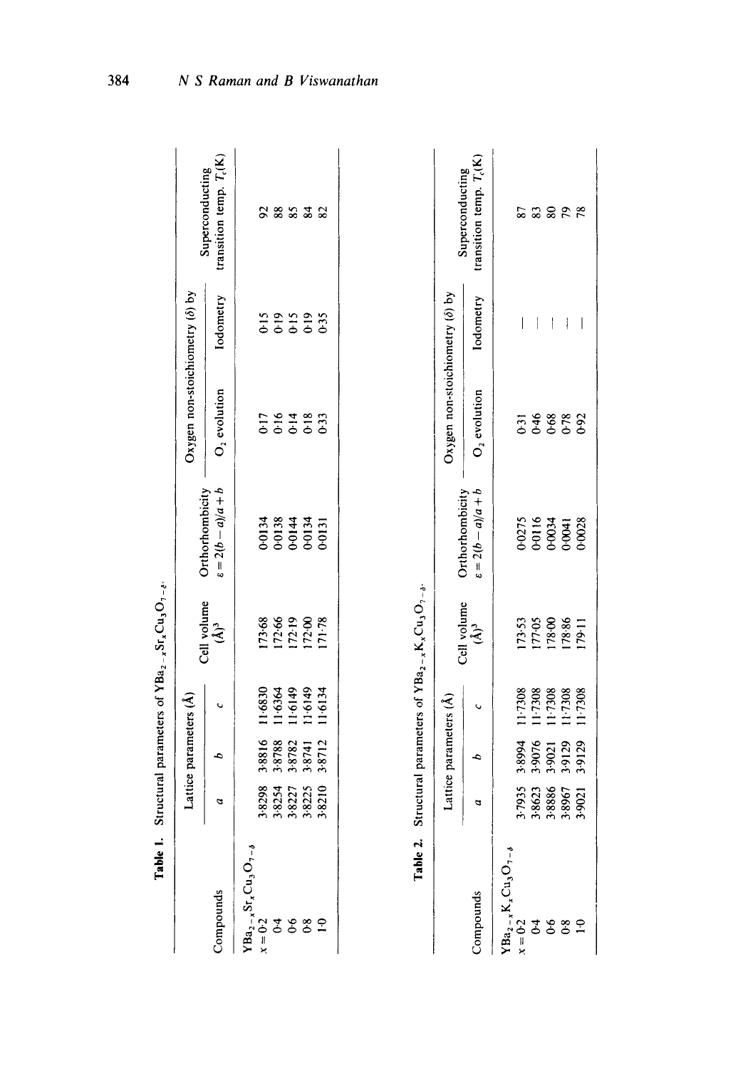**Table 1.** Structural parameters of $YBa_{2-x}Sr_xCu_3O_{7-\delta}$.

| Compounds | Lattice parameters (Å) | | | Cell volume $(Å)^3$ | Orthorhombicity $\varepsilon = 2(b-a)/a+b$ | Oxygen non-stoichiometry ($\delta$) by | | Superconducting transition temp. $T_c$(K) |
|---|---|---|---|---|---|---|---|---|
| | $a$ | $b$ | $c$ | | | $O_2$ evolution | Iodometry | |
| $YBa_{2-x}Sr_xCu_3O_{7-\delta}$ | | | | | | | | |
| $x = 0.2$ | 3.8298 | 3.8816 | 11.6830 | 173.68 | 0.0134 | 0.17 | 0.15 | 92 |
| 0.4 | 3.8254 | 3.8788 | 11.6364 | 172.66 | 0.0138 | 0.16 | 0.19 | 88 |
| 0.6 | 3.8227 | 3.8782 | 11.6149 | 172.19 | 0.0144 | 0.14 | 0.15 | 85 |
| 0.8 | 3.8225 | 3.8741 | 11.6149 | 172.00 | 0.0134 | 0.18 | 0.19 | 84 |
| 1.0 | 3.8210 | 3.8712 | 11.6134 | 171.78 | 0.0131 | 0.33 | 0.35 | 82 |

**Table 2.** Structural parameters of $YBa_{2-x}K_xCu_3O_{7-\delta}$.

| Compounds | Lattice parameters (Å) | | | Cell volume $(Å)^3$ | Orthorhombicity $\varepsilon = 2(b-a)/a+b$ | Oxygen non-stoichiometry ($\delta$) by | | Superconducting transition temp. $T_c$(K) |
|---|---|---|---|---|---|---|---|---|
| | $a$ | $b$ | $c$ | | | $O_2$ evolution | Iodometry | |
| $YBa_{2-x}K_xCu_3O_{7-\delta}$ | | | | | | | | |
| $x = 0.2$ | 3.7935 | 3.8994 | 11.7308 | 173.53 | 0.0275 | 0.31 | — | 87 |
| 0.4 | 3.8623 | 3.9076 | 11.7308 | 177.05 | 0.0116 | 0.46 | — | 83 |
| 0.6 | 3.8886 | 3.9021 | 11.7308 | 178.00 | 0.0034 | 0.68 | — | 80 |
| 0.8 | 3.8967 | 3.9129 | 11.7308 | 178.86 | 0.0041 | 0.78 | — | 79 |
| 1.0 | 3.9021 | 3.9129 | 11.7308 | 179.11 | 0.0028 | 0.92 | — | 78 |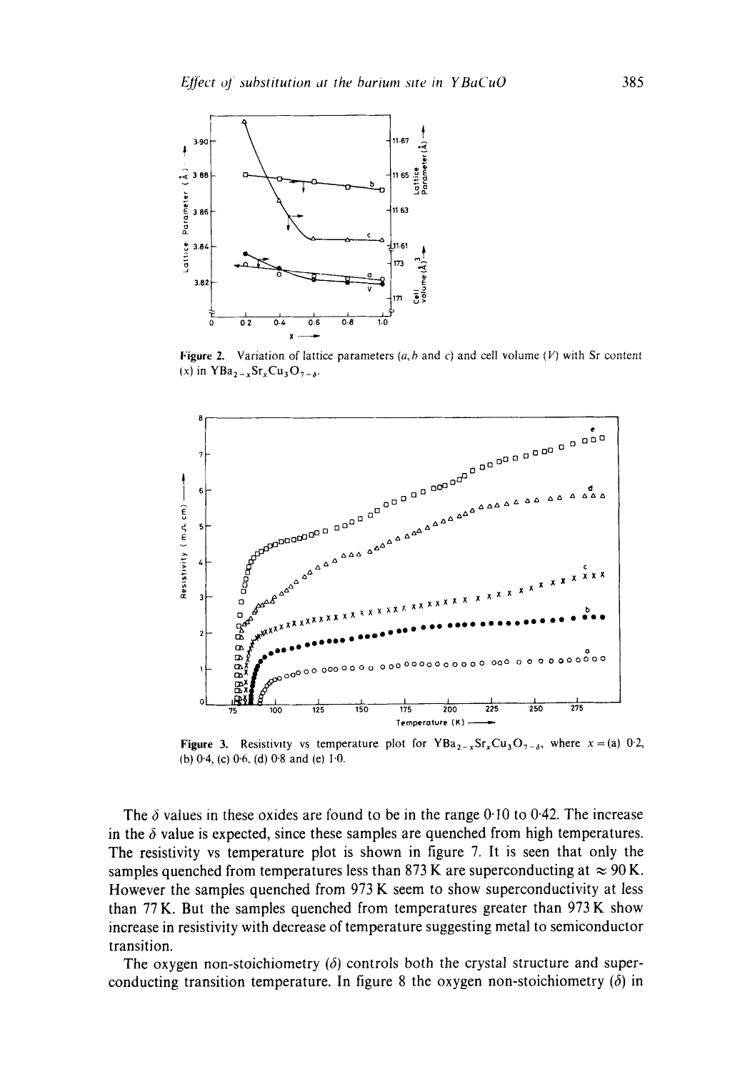Figure 2. Variation of lattice parameters ($a, b$ and $c$) and cell volume ($V$) with Sr content ($x$) in $YBa_{2-x}Sr_xCu_3O_{7-\delta}$.

Figure 3. Resistivity vs temperature plot for $YBa_{2-x}Sr_xCu_3O_{7-\delta}$, where $x$ = (a) 0·2, (b) 0·4, (c) 0·6, (d) 0·8 and (e) 1·0.

The $\delta$ values in these oxides are found to be in the range 0·10 to 0·42. The increase in the $\delta$ value is expected, since these samples are quenched from high temperatures. The resistivity vs temperature plot is shown in figure 7. It is seen that only the samples quenched from temperatures less than 873 K are superconducting at $\approx 90$ K. However the samples quenched from 973 K seem to show superconductivity at less than 77 K. But the samples quenched from temperatures greater than 973 K show increase in resistivity with decrease of temperature suggesting metal to semiconductor transition.

The oxygen non-stoichiometry ($\delta$) controls both the crystal structure and superconducting transition temperature. In figure 8 the oxygen non-stoichiometry ($\delta$) in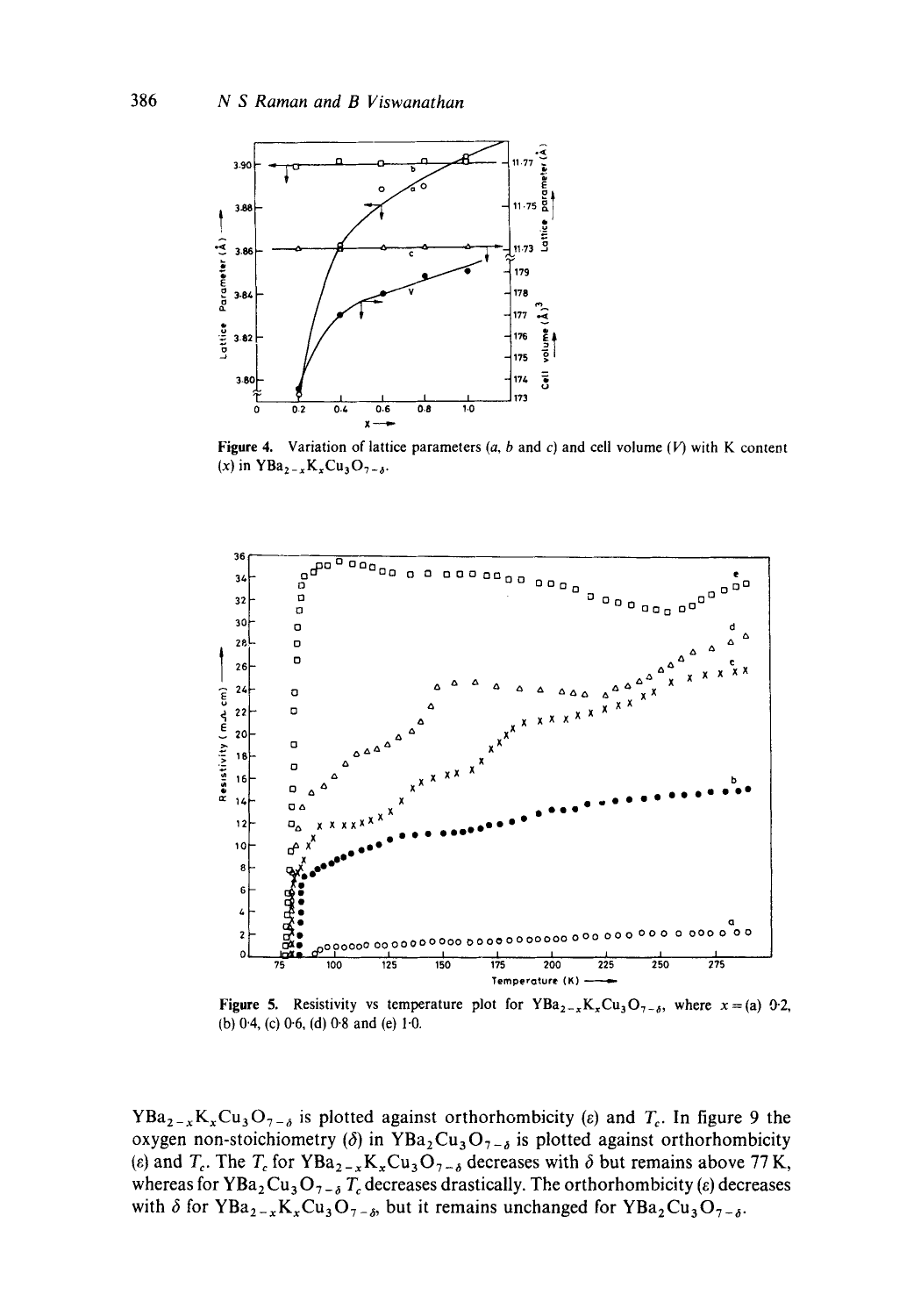**Figure 4.** Variation of lattice parameters ($a$, $b$ and $c$) and cell volume ($V$) with K content ($x$) in $YBa_{2-x}K_xCu_3O_{7-\delta}$.

**Figure 5.** Resistivity vs temperature plot for $YBa_{2-x}K_xCu_3O_{7-\delta}$, where $x$ = (a) 0·2, (b) 0·4, (c) 0·6, (d) 0·8 and (e) 1·0.

$YBa_{2-x}K_xCu_3O_{7-\delta}$ is plotted against orthorhombicity ($\varepsilon$) and $T_c$. In figure 9 the oxygen non-stoichiometry ($\delta$) in $YBa_2Cu_3O_{7-\delta}$ is plotted against orthorhombicity ($\varepsilon$) and $T_c$. The $T_c$ for $YBa_{2-x}K_xCu_3O_{7-\delta}$ decreases with $\delta$ but remains above 77 K, whereas for $YBa_2Cu_3O_{7-\delta}$ $T_c$ decreases drastically. The orthorhombicity ($\varepsilon$) decreases with $\delta$ for $YBa_{2-x}K_xCu_3O_{7-\delta}$, but it remains unchanged for $YBa_2Cu_3O_{7-\delta}$.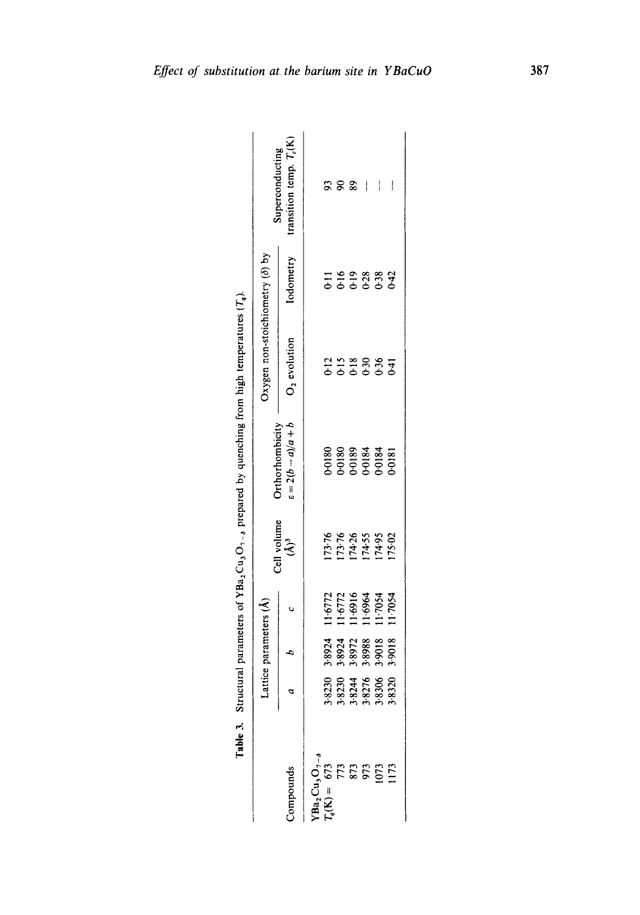**Table 3.** Structural parameters of $YBa_2Cu_3O_{7-\delta}$ prepared by quenching from high temperatures ($T_q$).

| Compounds | Lattice parameters (Å) | | | Cell volume (Å)$^3$ | Orthorhombicity $\varepsilon = 2(b-a)/a+b$ | Oxygen non-stoichiometry ($\delta$) by | | Superconducting transition temp. $T_c$(K) |
|---|---|---|---|---|---|---|---|---|
| | $a$ | $b$ | $c$ | | | $O_2$ evolution | Iodometry | |
| $YBa_2Cu_3O_{7-\delta}$ | | | | | | | | |
| $T_q$(K) = 673 | 3·8230 | 3·8924 | 11·6772 | 173·76 | 0·0180 | 0·12 | 0·11 | 93 |
| 773 | 3·8230 | 3·8924 | 11·6772 | 173·76 | 0·0180 | 0·15 | 0·16 | 90 |
| 873 | 3·8244 | 3·8972 | 11·6916 | 174·26 | 0·0189 | 0·18 | 0·19 | 89 |
| 973 | 3·8276 | 3·8988 | 11·6964 | 174·55 | 0·0184 | 0·30 | 0·28 | — |
| 1073 | 3·8306 | 3·9018 | 11·7054 | 174·95 | 0·0184 | 0·36 | 0·38 | — |
| 1173 | 3·8320 | 3·9018 | 11·7054 | 175·02 | 0·0181 | 0·41 | 0·42 | — |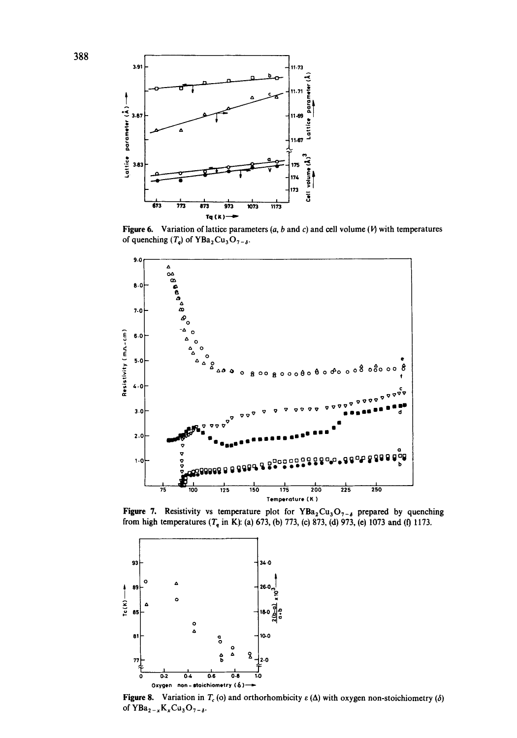**Figure 6.** Variation of lattice parameters ($a$, $b$ and $c$) and cell volume ($V$) with temperatures of quenching ($T_q$) of $YBa_2Cu_3O_{7-\delta}$.

**Figure 7.** Resistivity vs temperature plot for $YBa_2Cu_3O_{7-\delta}$ prepared by quenching from high temperatures ($T_q$ in K): (a) 673, (b) 773, (c) 873, (d) 973, (e) 1073 and (f) 1173.

**Figure 8.** Variation in $T_c$ (o) and orthorhombicity $\varepsilon$ ($\Delta$) with oxygen non-stoichiometry ($\delta$) of $YBa_{2-x}K_xCu_3O_{7-\delta}$.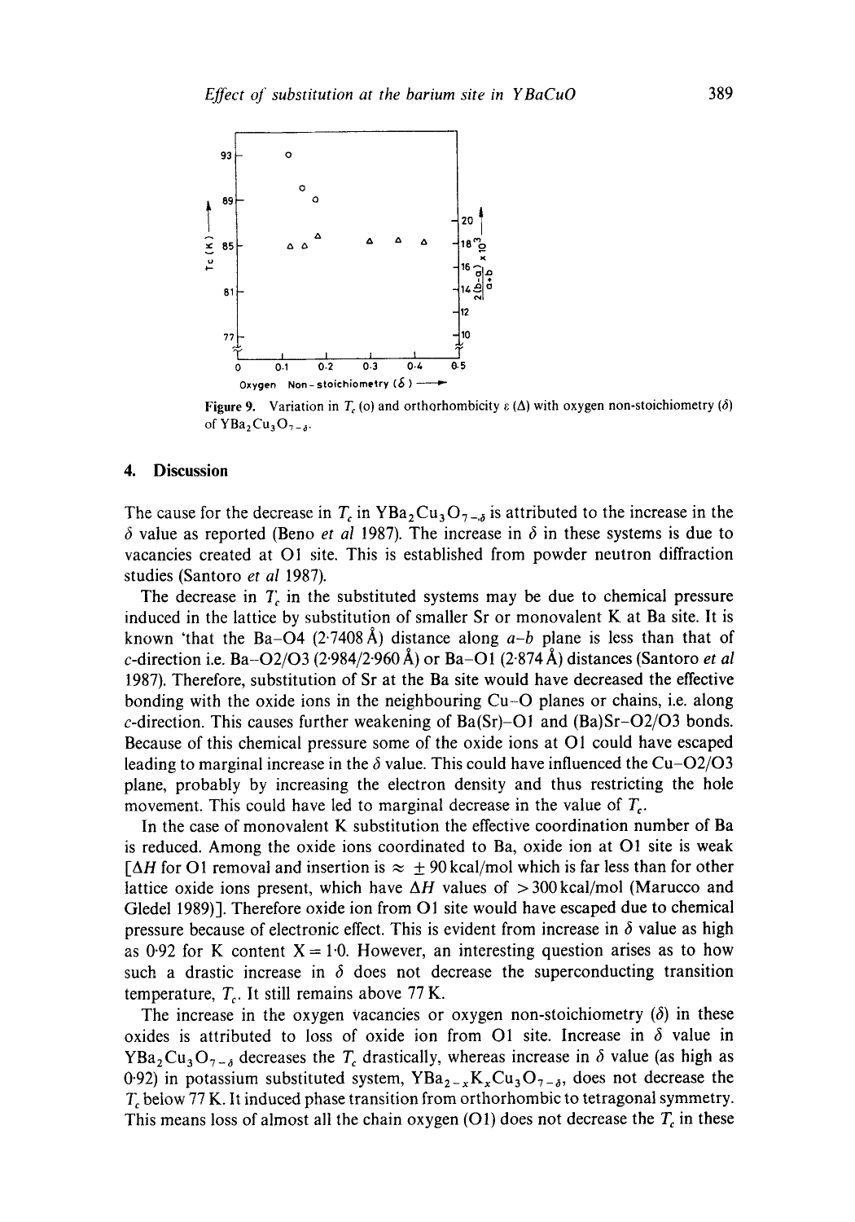Figure 9. Variation in $T_c$ (o) and orthorhombicity $\varepsilon$ ($\Delta$) with oxygen non-stoichiometry ($\delta$) of $YBa_2Cu_3O_{7-\delta}$.

## 4. Discussion

The cause for the decrease in $T_c$ in $YBa_2Cu_3O_{7-\delta}$ is attributed to the increase in the $\delta$ value as reported (Beno *et al* 1987). The increase in $\delta$ in these systems is due to vacancies created at O1 site. This is established from powder neutron diffraction studies (Santoro *et al* 1987).

The decrease in $T_c$ in the substituted systems may be due to chemical pressure induced in the lattice by substitution of smaller Sr or monovalent K at Ba site. It is known 'that the Ba–O4 (2·7408 Å) distance along $a$–$b$ plane is less than that of $c$-direction i.e. Ba–O2/O3 (2·984/2·960 Å) or Ba–O1 (2·874 Å) distances (Santoro *et al* 1987). Therefore, substitution of Sr at the Ba site would have decreased the effective bonding with the oxide ions in the neighbouring Cu–O planes or chains, i.e. along $c$-direction. This causes further weakening of Ba(Sr)–O1 and (Ba)Sr–O2/O3 bonds. Because of this chemical pressure some of the oxide ions at O1 could have escaped leading to marginal increase in the $\delta$ value. This could have influenced the Cu–O2/O3 plane, probably by increasing the electron density and thus restricting the hole movement. This could have led to marginal decrease in the value of $T_c$.

In the case of monovalent K substitution the effective coordination number of Ba is reduced. Among the oxide ions coordinated to Ba, oxide ion at O1 site is weak [$\Delta H$ for O1 removal and insertion is $\approx \pm 90$ kcal/mol which is far less than for other lattice oxide ions present, which have $\Delta H$ values of $> 300$ kcal/mol (Marucco and Gledel 1989)]. Therefore oxide ion from O1 site would have escaped due to chemical pressure because of electronic effect. This is evident from increase in $\delta$ value as high as 0·92 for K content $X = 1·0$. However, an interesting question arises as to how such a drastic increase in $\delta$ does not decrease the superconducting transition temperature, $T_c$. It still remains above 77 K.

The increase in the oxygen vacancies or oxygen non-stoichiometry ($\delta$) in these oxides is attributed to loss of oxide ion from O1 site. Increase in $\delta$ value in $YBa_2Cu_3O_{7-\delta}$ decreases the $T_c$ drastically, whereas increase in $\delta$ value (as high as 0·92) in potassium substituted system, $YBa_{2-x}K_xCu_3O_{7-\delta}$, does not decrease the $T_c$ below 77 K. It induced phase transition from orthorhombic to tetragonal symmetry. This means loss of almost all the chain oxygen (O1) does not decrease the $T_c$ in these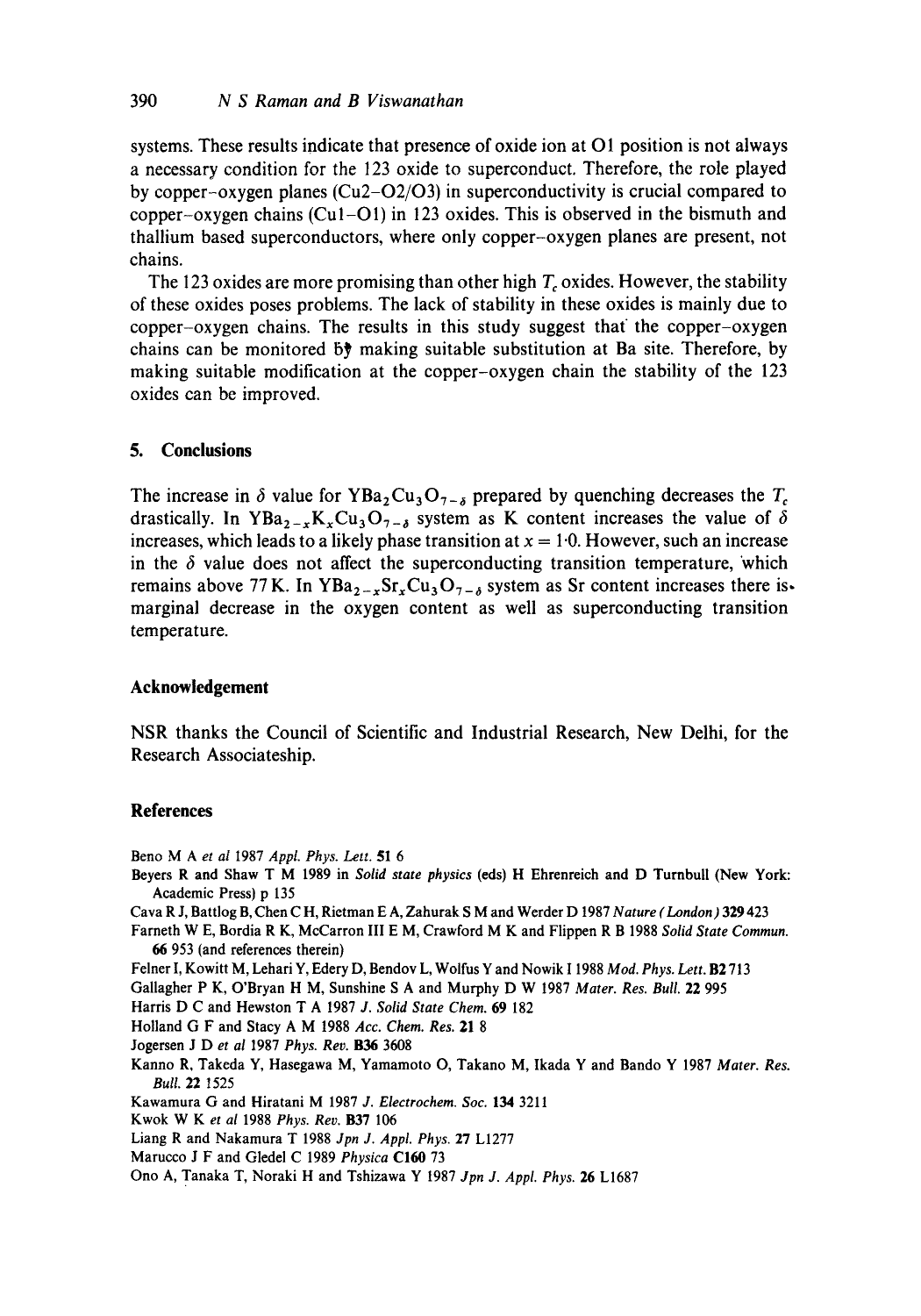systems. These results indicate that presence of oxide ion at O1 position is not always a necessary condition for the 123 oxide to superconduct. Therefore, the role played by copper–oxygen planes (Cu2–O2/O3) in superconductivity is crucial compared to copper–oxygen chains (Cu1–O1) in 123 oxides. This is observed in the bismuth and thallium based superconductors, where only copper–oxygen planes are present, not chains.

The 123 oxides are more promising than other high $T_c$ oxides. However, the stability of these oxides poses problems. The lack of stability in these oxides is mainly due to copper–oxygen chains. The results in this study suggest that the copper–oxygen chains can be monitored by making suitable substitution at Ba site. Therefore, by making suitable modification at the copper–oxygen chain the stability of the 123 oxides can be improved.

## 5. Conclusions

The increase in $\delta$ value for $YBa_2Cu_3O_{7-\delta}$ prepared by quenching decreases the $T_c$ drastically. In $YBa_{2-x}K_xCu_3O_{7-\delta}$ system as K content increases the value of $\delta$ increases, which leads to a likely phase transition at $x = 1{\cdot}0$. However, such an increase in the $\delta$ value does not affect the superconducting transition temperature, which remains above 77 K. In $YBa_{2-x}Sr_xCu_3O_{7-\delta}$ system as Sr content increases there is marginal decrease in the oxygen content as well as superconducting transition temperature.

## Acknowledgement

NSR thanks the Council of Scientific and Industrial Research, New Delhi, for the Research Associateship.

## References

Beno M A *et al* 1987 *Appl. Phys. Lett.* **51** 6

Beyers R and Shaw T M 1989 in *Solid state physics* (eds) H Ehrenreich and D Turnbull (New York: Academic Press) p 135

Cava R J, Battlog B, Chen C H, Rietman E A, Zahurak S M and Werder D 1987 *Nature (London)* **329** 423

Farneth W E, Bordia R K, McCarron III E M, Crawford M K and Flippen R B 1988 *Solid State Commun.* **66** 953 (and references therein)

Felner I, Kowitt M, Lehari Y, Edery D, Bendov L, Wolfus Y and Nowik I 1988 *Mod. Phys. Lett.* **B2** 713

Gallagher P K, O'Bryan H M, Sunshine S A and Murphy D W 1987 *Mater. Res. Bull.* **22** 995

Harris D C and Hewston T A 1987 *J. Solid State Chem.* **69** 182

Holland G F and Stacy A M 1988 *Acc. Chem. Res.* **21** 8

Jogersen J D *et al* 1987 *Phys. Rev.* **B36** 3608

Kanno R, Takeda Y, Hasegawa M, Yamamoto O, Takano M, Ikada Y and Bando Y 1987 *Mater. Res. Bull.* **22** 1525

Kawamura G and Hiratani M 1987 *J. Electrochem. Soc.* **134** 3211

Kwok W K *et al* 1988 *Phys. Rev.* **B37** 106

Liang R and Nakamura T 1988 *Jpn J. Appl. Phys.* **27** L1277

Marucco J F and Gledel C 1989 *Physica* **C160** 73

Ono A, Tanaka T, Noraki H and Tshizawa Y 1987 *Jpn J. Appl. Phys.* **26** L1687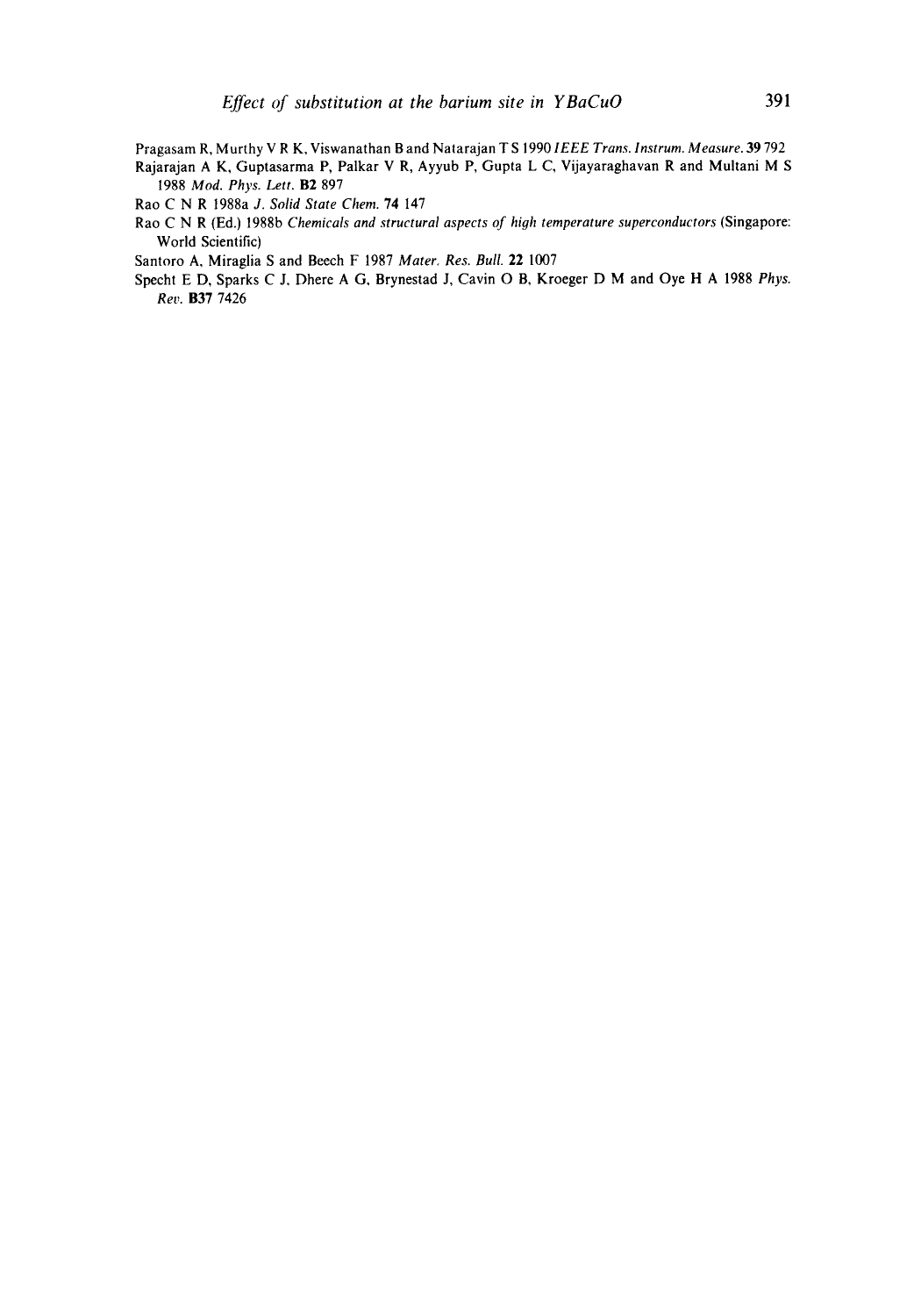Pragasam R, Murthy V R K, Viswanathan B and Natarajan T S 1990 *IEEE Trans. Instrum. Measure.* **39** 792

Rajarajan A K, Guptasarma P, Palkar V R, Ayyub P, Gupta L C, Vijayaraghavan R and Multani M S 1988 *Mod. Phys. Lett.* **B2** 897

Rao C N R 1988a *J. Solid State Chem.* **74** 147

Rao C N R (Ed.) 1988b *Chemicals and structural aspects of high temperature superconductors* (Singapore: World Scientific)

Santoro A, Miraglia S and Beech F 1987 *Mater. Res. Bull.* **22** 1007

Specht E D, Sparks C J, Dhere A G, Brynestad J, Cavin O B, Kroeger D M and Oye H A 1988 *Phys. Rev.* **B37** 7426